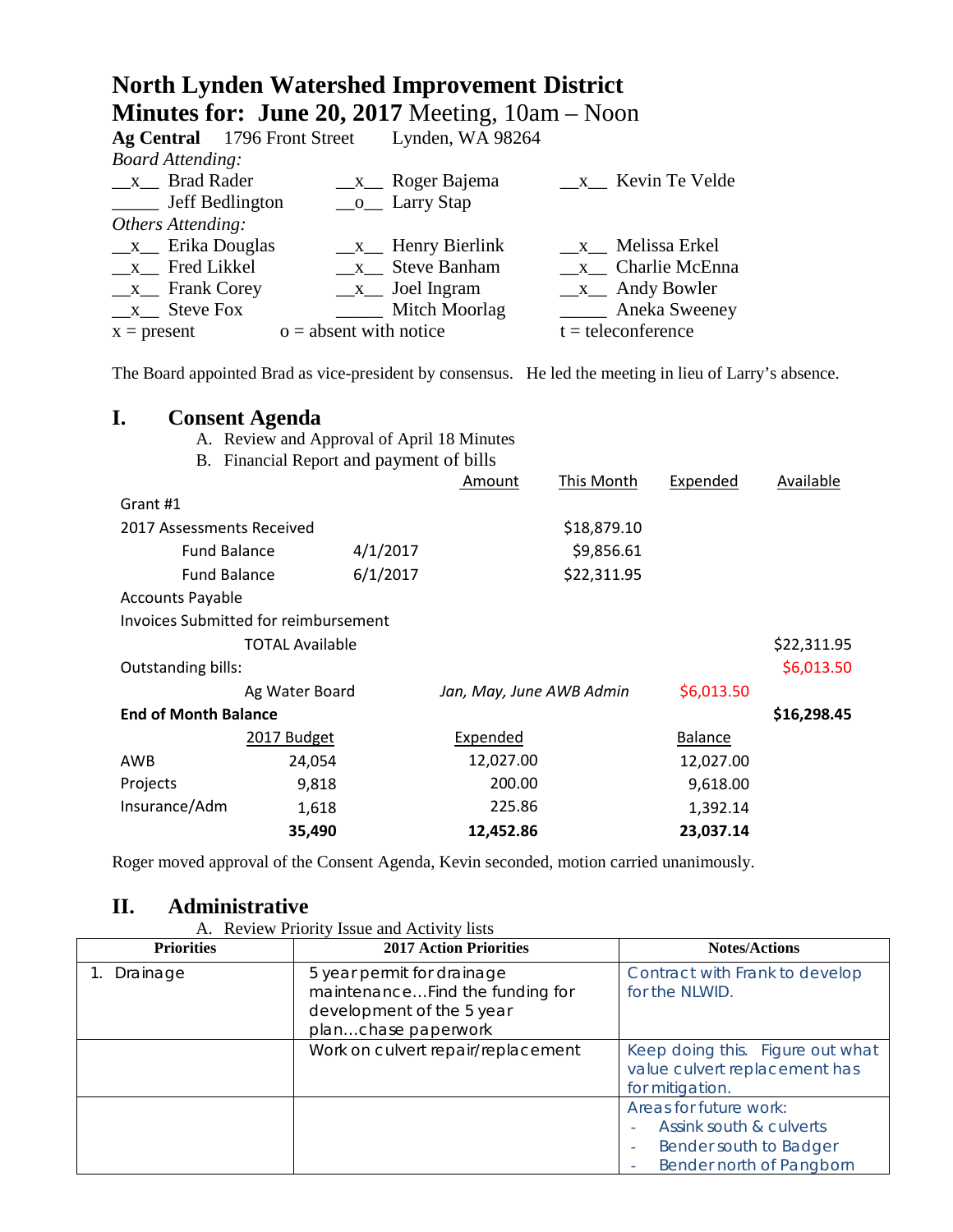# North Lynden Watershed Improvement District

## Minutes for: June 20, 2017 Meeting, 10am – Noon

**Ag Central** 1796 Front Street Lynden, WA 98264

*Board Attending:*

| | | |
|---|---|---|
| __x__ Brad Rader | __x__ Roger Bajema | __x__ Kevin Te Velde |
| _____ Jeff Bedlington | __o__ Larry Stap | |

*Others Attending:*

| | | |
|---|---|---|
| __x__ Erika Douglas | __x__ Henry Bierlink | __x__ Melissa Erkel |
| __x__ Fred Likkel | __x__ Steve Banham | __x__ Charlie McEnna |
| __x__ Frank Corey | __x__ Joel Ingram | __x__ Andy Bowler |
| __x__ Steve Fox | _____ Mitch Moorlag | _____ Aneka Sweeney |
| x = present | o = absent with notice | t = teleconference |

The Board appointed Brad as vice-president by consensus. He led the meeting in lieu of Larry's absence.

## I. Consent Agenda

A. Review and Approval of April 18 Minutes

B. Financial Report and payment of bills

| | | Amount | This Month | Expended | Available |
|---|---|---|---|---|---|
| Grant #1 | | | | | |
| 2017 Assessments Received | | | $18,879.10 | | |
| Fund Balance | 4/1/2017 | | $9,856.61 | | |
| Fund Balance | 6/1/2017 | | $22,311.95 | | |
| Accounts Payable | | | | | |
| Invoices Submitted for reimbursement | | | | | |
| TOTAL Available | | | | | $22,311.95 |
| Outstanding bills: | | | | | $6,013.50 |
| Ag Water Board | | *Jan, May, June AWB Admin* | | $6,013.50 | |
| **End of Month Balance** | | | | | **$16,298.45** |

| | 2017 Budget | Expended | Balance |
|---|---|---|---|
| AWB | 24,054 | 12,027.00 | 12,027.00 |
| Projects | 9,818 | 200.00 | 9,618.00 |
| Insurance/Adm | 1,618 | 225.86 | 1,392.14 |
| | **35,490** | **12,452.86** | **23,037.14** |

Roger moved approval of the Consent Agenda, Kevin seconded, motion carried unanimously.

## II. Administrative

A. Review Priority Issue and Activity lists

| Priorities | 2017 Action Priorities | Notes/Actions |
|---|---|---|
| 1. Drainage | 5 year permit for drainage maintenance…Find the funding for development of the 5 year plan…chase paperwork | Contract with Frank to develop for the NLWID. |
| | Work on culvert repair/replacement | Keep doing this. Figure out what value culvert replacement has for mitigation. |
| | | Areas for future work:<br>- Assink south & culverts<br>- Bender south to Badger<br>- Bender north of Pangborn |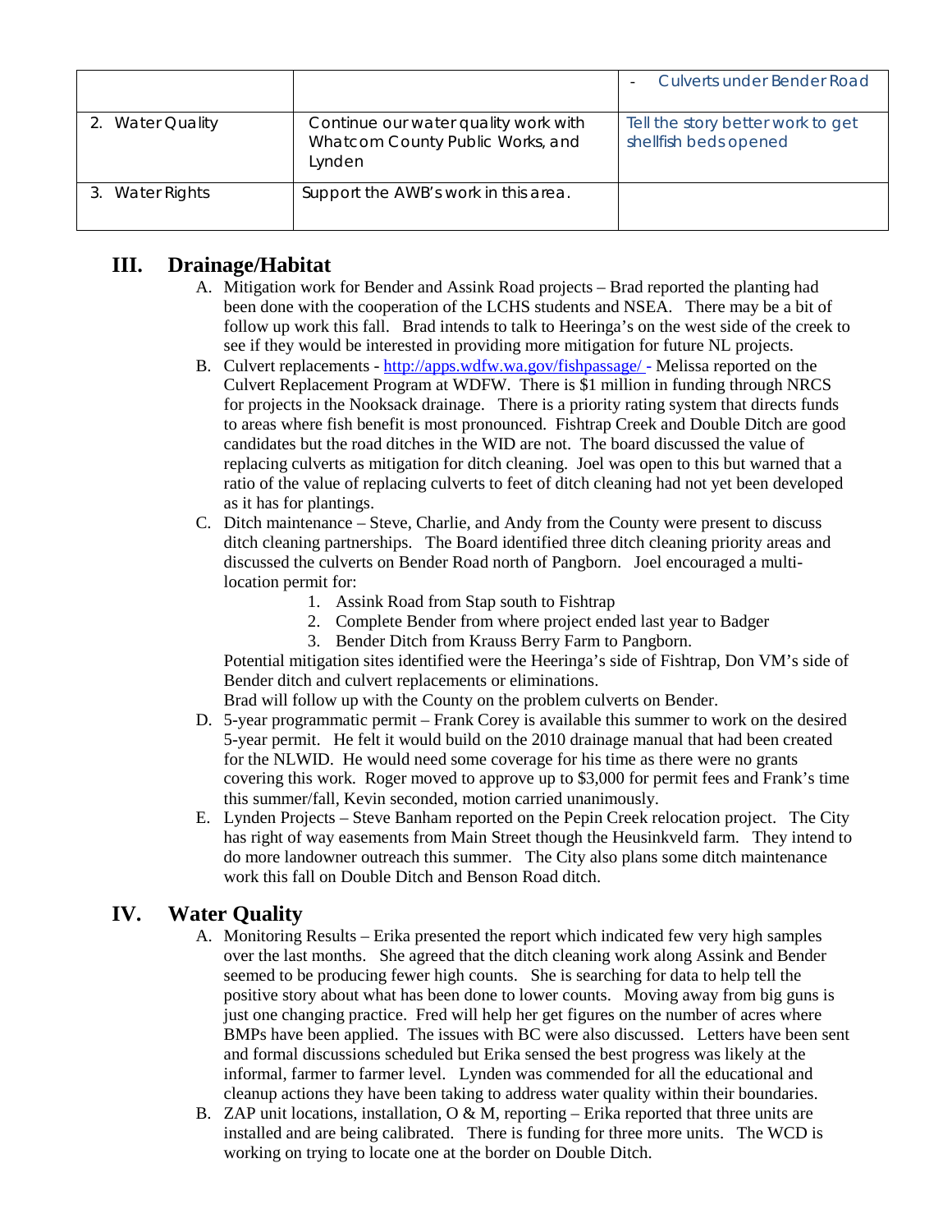|  |  | - Culverts under Bender Road |
| --- | --- | --- |
| 2. Water Quality | Continue our water quality work with Whatcom County Public Works, and Lynden | Tell the story better work to get shellfish beds opened |
| 3. Water Rights | Support the AWB's work in this area. |  |

## III. Drainage/Habitat

A. Mitigation work for Bender and Assink Road projects – Brad reported the planting had been done with the cooperation of the LCHS students and NSEA. There may be a bit of follow up work this fall. Brad intends to talk to Heeringa's on the west side of the creek to see if they would be interested in providing more mitigation for future NL projects.

B. Culvert replacements - http://apps.wdfw.wa.gov/fishpassage/ - Melissa reported on the Culvert Replacement Program at WDFW. There is $1 million in funding through NRCS for projects in the Nooksack drainage. There is a priority rating system that directs funds to areas where fish benefit is most pronounced. Fishtrap Creek and Double Ditch are good candidates but the road ditches in the WID are not. The board discussed the value of replacing culverts as mitigation for ditch cleaning. Joel was open to this but warned that a ratio of the value of replacing culverts to feet of ditch cleaning had not yet been developed as it has for plantings.

C. Ditch maintenance – Steve, Charlie, and Andy from the County were present to discuss ditch cleaning partnerships. The Board identified three ditch cleaning priority areas and discussed the culverts on Bender Road north of Pangborn. Joel encouraged a multi-location permit for:

1. Assink Road from Stap south to Fishtrap
2. Complete Bender from where project ended last year to Badger
3. Bender Ditch from Krauss Berry Farm to Pangborn.

Potential mitigation sites identified were the Heeringa's side of Fishtrap, Don VM's side of Bender ditch and culvert replacements or eliminations.
Brad will follow up with the County on the problem culverts on Bender.

D. 5-year programmatic permit – Frank Corey is available this summer to work on the desired 5-year permit. He felt it would build on the 2010 drainage manual that had been created for the NLWID. He would need some coverage for his time as there were no grants covering this work. Roger moved to approve up to $3,000 for permit fees and Frank's time this summer/fall, Kevin seconded, motion carried unanimously.

E. Lynden Projects – Steve Banham reported on the Pepin Creek relocation project. The City has right of way easements from Main Street though the Heusinkveld farm. They intend to do more landowner outreach this summer. The City also plans some ditch maintenance work this fall on Double Ditch and Benson Road ditch.

## IV. Water Quality

A. Monitoring Results – Erika presented the report which indicated few very high samples over the last months. She agreed that the ditch cleaning work along Assink and Bender seemed to be producing fewer high counts. She is searching for data to help tell the positive story about what has been done to lower counts. Moving away from big guns is just one changing practice. Fred will help her get figures on the number of acres where BMPs have been applied. The issues with BC were also discussed. Letters have been sent and formal discussions scheduled but Erika sensed the best progress was likely at the informal, farmer to farmer level. Lynden was commended for all the educational and cleanup actions they have been taking to address water quality within their boundaries.

B. ZAP unit locations, installation, O & M, reporting – Erika reported that three units are installed and are being calibrated. There is funding for three more units. The WCD is working on trying to locate one at the border on Double Ditch.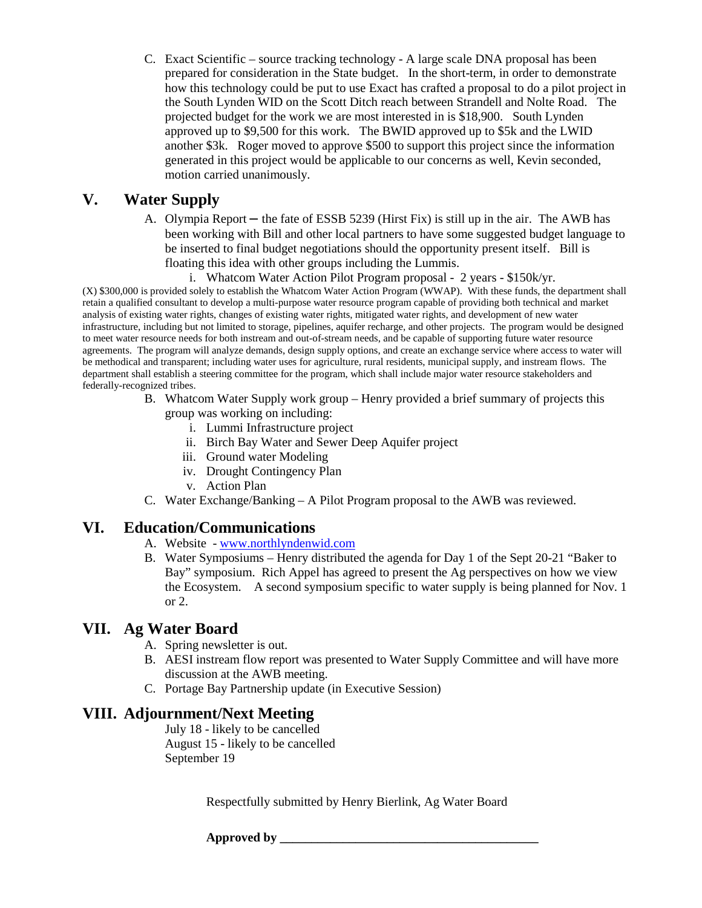C. Exact Scientific – source tracking technology - A large scale DNA proposal has been prepared for consideration in the State budget. In the short-term, in order to demonstrate how this technology could be put to use Exact has crafted a proposal to do a pilot project in the South Lynden WID on the Scott Ditch reach between Strandell and Nolte Road. The projected budget for the work we are most interested in is $18,900. South Lynden approved up to $9,500 for this work. The BWID approved up to $5k and the LWID another $3k. Roger moved to approve $500 to support this project since the information generated in this project would be applicable to our concerns as well, Kevin seconded, motion carried unanimously.

## V. Water Supply

A. Olympia Report – the fate of ESSB 5239 (Hirst Fix) is still up in the air. The AWB has been working with Bill and other local partners to have some suggested budget language to be inserted to final budget negotiations should the opportunity present itself. Bill is floating this idea with other groups including the Lummis.

   i. Whatcom Water Action Pilot Program proposal - 2 years - $150k/yr.

(X) $300,000 is provided solely to establish the Whatcom Water Action Program (WWAP). With these funds, the department shall retain a qualified consultant to develop a multi-purpose water resource program capable of providing both technical and market analysis of existing water rights, changes of existing water rights, mitigated water rights, and development of new water infrastructure, including but not limited to storage, pipelines, aquifer recharge, and other projects. The program would be designed to meet water resource needs for both instream and out-of-stream needs, and be capable of supporting future water resource agreements. The program will analyze demands, design supply options, and create an exchange service where access to water will be methodical and transparent; including water uses for agriculture, rural residents, municipal supply, and instream flows. The department shall establish a steering committee for the program, which shall include major water resource stakeholders and federally-recognized tribes.

B. Whatcom Water Supply work group – Henry provided a brief summary of projects this group was working on including:

   i. Lummi Infrastructure project
   ii. Birch Bay Water and Sewer Deep Aquifer project
   iii. Ground water Modeling
   iv. Drought Contingency Plan
   v. Action Plan

C. Water Exchange/Banking – A Pilot Program proposal to the AWB was reviewed.

## VI. Education/Communications

A. Website - www.northlyndenwid.com

B. Water Symposiums – Henry distributed the agenda for Day 1 of the Sept 20-21 "Baker to Bay" symposium. Rich Appel has agreed to present the Ag perspectives on how we view the Ecosystem. A second symposium specific to water supply is being planned for Nov. 1 or 2.

## VII. Ag Water Board

A. Spring newsletter is out.

B. AESI instream flow report was presented to Water Supply Committee and will have more discussion at the AWB meeting.

C. Portage Bay Partnership update (in Executive Session)

## VIII. Adjournment/Next Meeting

July 18 - likely to be cancelled
August 15 - likely to be cancelled
September 19

Respectfully submitted by Henry Bierlink, Ag Water Board

**Approved by \_\_\_\_\_\_\_\_\_\_\_\_\_\_\_\_\_\_\_\_\_\_\_\_\_\_\_\_\_\_\_\_\_\_\_\_\_\_\_\_**